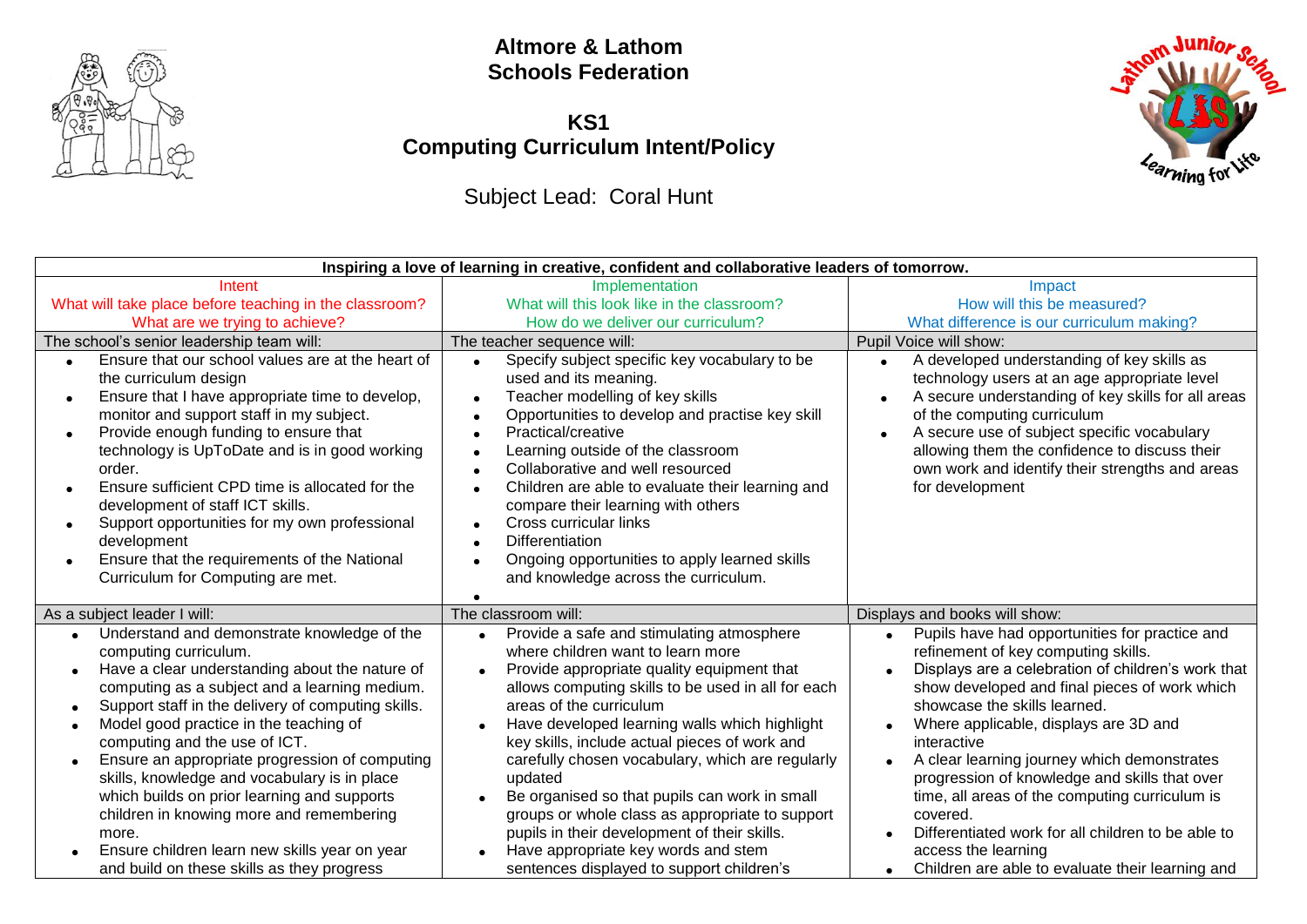# Altmore & Lathom Schools Federation

## KS1 Computing Curriculum Intent/Policy

Subject Lead: Coral Hunt

| Inspiring a love of learning in creative, confident and collaborative leaders of tomorrow. | | |
|---|---|---|
| Intent<br>What will take place before teaching in the classroom?<br>What are we trying to achieve? | Implementation<br>What will this look like in the classroom?<br>How do we deliver our curriculum? | Impact<br>How will this be measured?<br>What difference is our curriculum making? |
| The school's senior leadership team will: | The teacher sequence will: | Pupil Voice will show: |
| • Ensure that our school values are at the heart of the curriculum design<br>• Ensure that I have appropriate time to develop, monitor and support staff in my subject.<br>• Provide enough funding to ensure that technology is UpToDate and is in good working order.<br>• Ensure sufficient CPD time is allocated for the development of staff ICT skills.<br>• Support opportunities for my own professional development<br>• Ensure that the requirements of the National Curriculum for Computing are met. | • Specify subject specific key vocabulary to be used and its meaning.<br>• Teacher modelling of key skills<br>• Opportunities to develop and practise key skill<br>• Practical/creative<br>• Learning outside of the classroom<br>• Collaborative and well resourced<br>• Children are able to evaluate their learning and compare their learning with others<br>• Cross curricular links<br>• Differentiation<br>• Ongoing opportunities to apply learned skills and knowledge across the curriculum.<br>• | • A developed understanding of key skills as technology users at an age appropriate level<br>• A secure understanding of key skills for all areas of the computing curriculum<br>• A secure use of subject specific vocabulary allowing them the confidence to discuss their own work and identify their strengths and areas for development |
| As a subject leader I will: | The classroom will: | Displays and books will show: |
| • Understand and demonstrate knowledge of the computing curriculum.<br>• Have a clear understanding about the nature of computing as a subject and a learning medium.<br>• Support staff in the delivery of computing skills.<br>• Model good practice in the teaching of computing and the use of ICT.<br>• Ensure an appropriate progression of computing skills, knowledge and vocabulary is in place which builds on prior learning and supports children in knowing more and remembering more.<br>• Ensure children learn new skills year on year and build on these skills as they progress | • Provide a safe and stimulating atmosphere where children want to learn more<br>• Provide appropriate quality equipment that allows computing skills to be used in all for each areas of the curriculum<br>• Have developed learning walls which highlight key skills, include actual pieces of work and carefully chosen vocabulary, which are regularly updated<br>• Be organised so that pupils can work in small groups or whole class as appropriate to support pupils in their development of their skills.<br>• Have appropriate key words and stem sentences displayed to support children's | • Pupils have had opportunities for practice and refinement of key computing skills.<br>• Displays are a celebration of children's work that show developed and final pieces of work which showcase the skills learned.<br>• Where applicable, displays are 3D and interactive<br>• A clear learning journey which demonstrates progression of knowledge and skills that over time, all areas of the computing curriculum is covered.<br>• Differentiated work for all children to be able to access the learning<br>• Children are able to evaluate their learning and |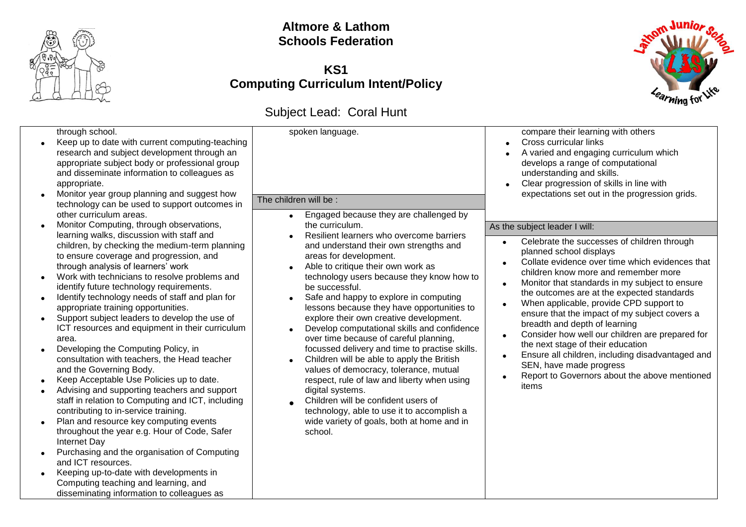# Altmore & Lathom Schools Federation

## KS1 Computing Curriculum Intent/Policy

Subject Lead: Coral Hunt

through school.

- Keep up to date with current computing-teaching research and subject development through an appropriate subject body or professional group and disseminate information to colleagues as appropriate.
- Monitor year group planning and suggest how technology can be used to support outcomes in other curriculum areas.
- Monitor Computing, through observations, learning walks, discussion with staff and children, by checking the medium-term planning to ensure coverage and progression, and through analysis of learners' work
- Work with technicians to resolve problems and identify future technology requirements.
- Identify technology needs of staff and plan for appropriate training opportunities.
- Support subject leaders to develop the use of ICT resources and equipment in their curriculum area.
- Developing the Computing Policy, in consultation with teachers, the Head teacher and the Governing Body.
- Keep Acceptable Use Policies up to date.
- Advising and supporting teachers and support staff in relation to Computing and ICT, including contributing to in-service training.
- Plan and resource key computing events throughout the year e.g. Hour of Code, Safer Internet Day
- Purchasing and the organisation of Computing and ICT resources.
- Keeping up-to-date with developments in Computing teaching and learning, and disseminating information to colleagues as

spoken language.

**The children will be :**

- Engaged because they are challenged by the curriculum.
- Resilient learners who overcome barriers and understand their own strengths and areas for development.
- Able to critique their own work as technology users because they know how to be successful.
- Safe and happy to explore in computing lessons because they have opportunities to explore their own creative development.
- Develop computational skills and confidence over time because of careful planning, focussed delivery and time to practise skills.
- Children will be able to apply the British values of democracy, tolerance, mutual respect, rule of law and liberty when using digital systems.
- Children will be confident users of technology, able to use it to accomplish a wide variety of goals, both at home and in school.

compare their learning with others

- Cross curricular links
- A varied and engaging curriculum which develops a range of computational understanding and skills.
- Clear progression of skills in line with expectations set out in the progression grids.

**As the subject leader I will:**

- Celebrate the successes of children through planned school displays
- Collate evidence over time which evidences that children know more and remember more
- Monitor that standards in my subject to ensure the outcomes are at the expected standards
- When applicable, provide CPD support to ensure that the impact of my subject covers a breadth and depth of learning
- Consider how well our children are prepared for the next stage of their education
- Ensure all children, including disadvantaged and SEN, have made progress
- Report to Governors about the above mentioned items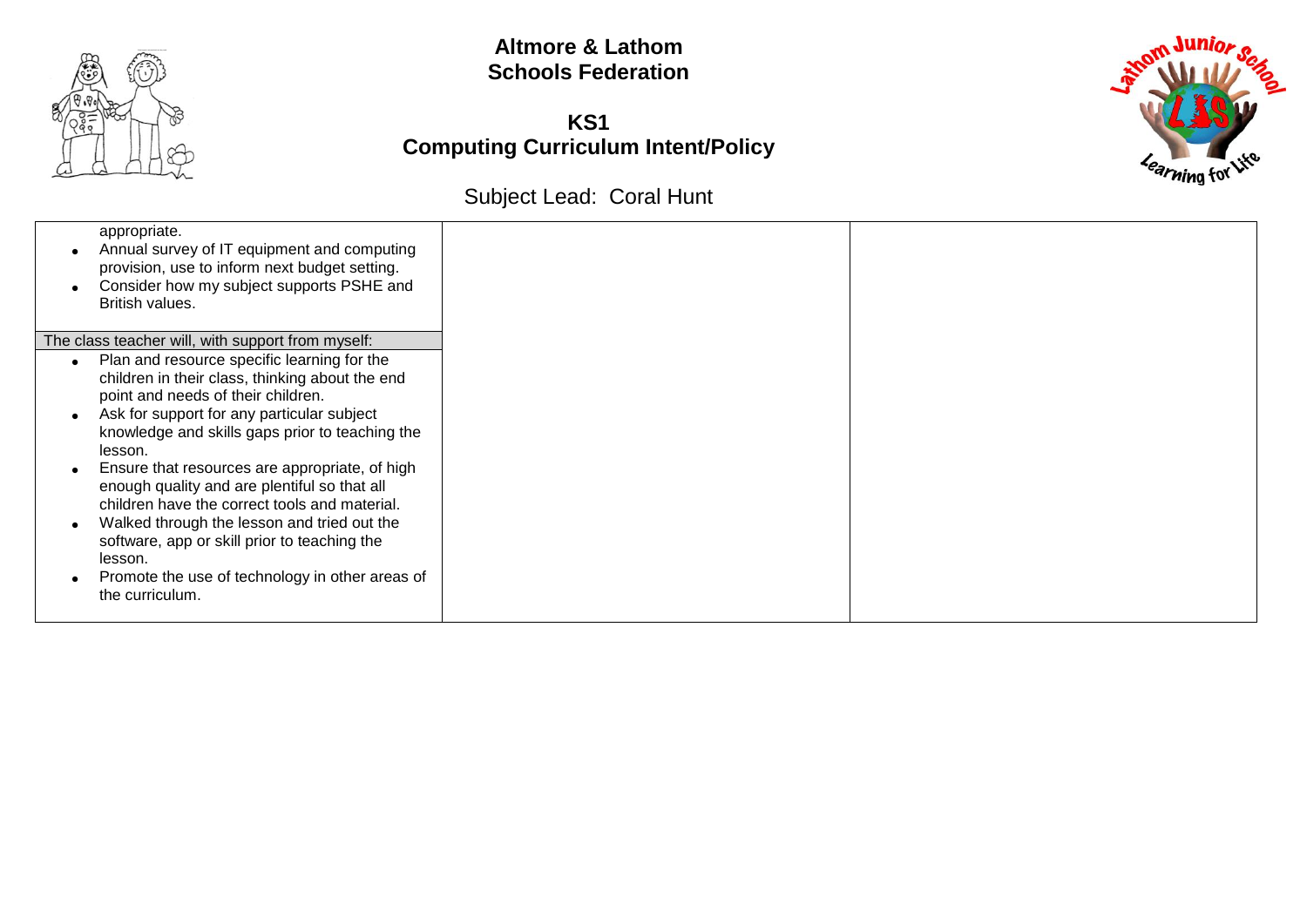# Altmore & Lathom Schools Federation

## KS1 Computing Curriculum Intent/Policy

Subject Lead: Coral Hunt

| | | |
|---|---|---|
| appropriate.<br>• Annual survey of IT equipment and computing provision, use to inform next budget setting.<br>• Consider how my subject supports PSHE and British values. | | |
| The class teacher will, with support from myself:<br>• Plan and resource specific learning for the children in their class, thinking about the end point and needs of their children.<br>• Ask for support for any particular subject knowledge and skills gaps prior to teaching the lesson.<br>• Ensure that resources are appropriate, of high enough quality and are plentiful so that all children have the correct tools and material.<br>• Walked through the lesson and tried out the software, app or skill prior to teaching the lesson.<br>• Promote the use of technology in other areas of the curriculum. | | |